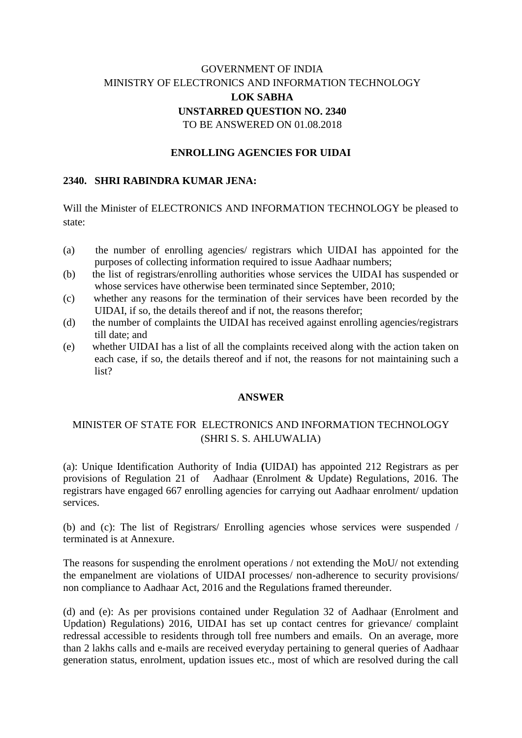GOVERNMENT OF INDIA

MINISTRY OF ELECTRONICS AND INFORMATION TECHNOLOGY

**LOK SABHA**

**UNSTARRED QUESTION NO. 2340**

TO BE ANSWERED ON 01.08.2018

**ENROLLING AGENCIES FOR UIDAI**

**2340. SHRI RABINDRA KUMAR JENA:**

Will the Minister of ELECTRONICS AND INFORMATION TECHNOLOGY be pleased to state:

(a) the number of enrolling agencies/ registrars which UIDAI has appointed for the purposes of collecting information required to issue Aadhaar numbers;

(b) the list of registrars/enrolling authorities whose services the UIDAI has suspended or whose services have otherwise been terminated since September, 2010;

(c) whether any reasons for the termination of their services have been recorded by the UIDAI, if so, the details thereof and if not, the reasons therefor;

(d) the number of complaints the UIDAI has received against enrolling agencies/registrars till date; and

(e) whether UIDAI has a list of all the complaints received along with the action taken on each case, if so, the details thereof and if not, the reasons for not maintaining such a list?

**ANSWER**

MINISTER OF STATE FOR ELECTRONICS AND INFORMATION TECHNOLOGY
(SHRI S. S. AHLUWALIA)

(a): Unique Identification Authority of India **(**UIDAI) has appointed 212 Registrars as per provisions of Regulation 21 of Aadhaar (Enrolment & Update) Regulations, 2016. The registrars have engaged 667 enrolling agencies for carrying out Aadhaar enrolment/ updation services.

(b) and (c): The list of Registrars/ Enrolling agencies whose services were suspended / terminated is at Annexure.

The reasons for suspending the enrolment operations / not extending the MoU/ not extending the empanelment are violations of UIDAI processes/ non-adherence to security provisions/ non compliance to Aadhaar Act, 2016 and the Regulations framed thereunder.

(d) and (e): As per provisions contained under Regulation 32 of Aadhaar (Enrolment and Updation) Regulations) 2016, UIDAI has set up contact centres for grievance/ complaint redressal accessible to residents through toll free numbers and emails. On an average, more than 2 lakhs calls and e-mails are received everyday pertaining to general queries of Aadhaar generation status, enrolment, updation issues etc., most of which are resolved during the call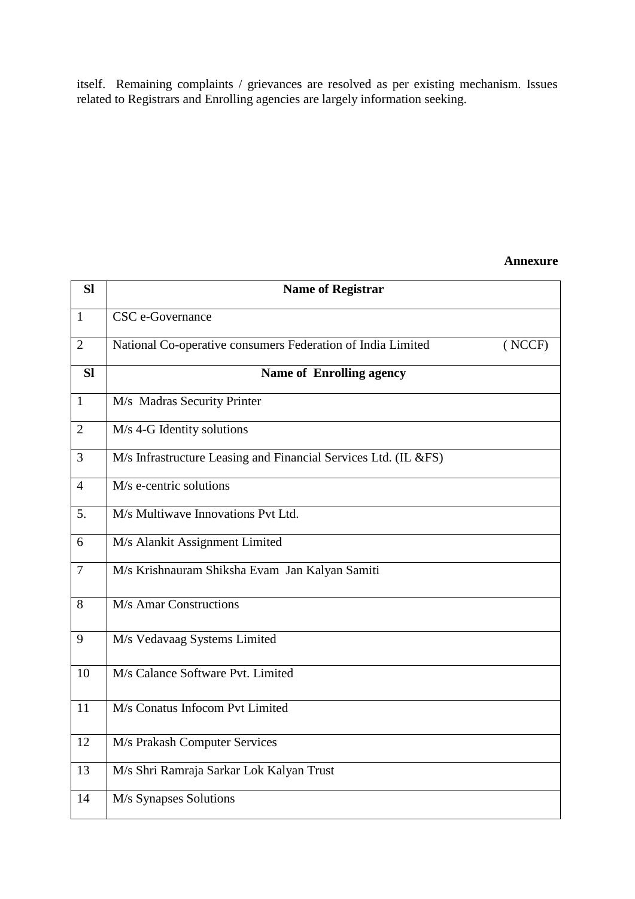itself. Remaining complaints / grievances are resolved as per existing mechanism. Issues related to Registrars and Enrolling agencies are largely information seeking.

**Annexure**

| Sl | Name of Registrar |
|---|---|
| 1 | CSC e-Governance |
| 2 | National Co-operative consumers Federation of India Limited ( NCCF) |
| **Sl** | **Name of Enrolling agency** |
| 1 | M/s Madras Security Printer |
| 2 | M/s 4-G Identity solutions |
| 3 | M/s Infrastructure Leasing and Financial Services Ltd. (IL &FS) |
| 4 | M/s e-centric solutions |
| 5. | M/s Multiwave Innovations Pvt Ltd. |
| 6 | M/s Alankit Assignment Limited |
| 7 | M/s Krishnauram Shiksha Evam Jan Kalyan Samiti |
| 8 | M/s Amar Constructions |
| 9 | M/s Vedavaag Systems Limited |
| 10 | M/s Calance Software Pvt. Limited |
| 11 | M/s Conatus Infocom Pvt Limited |
| 12 | M/s Prakash Computer Services |
| 13 | M/s Shri Ramraja Sarkar Lok Kalyan Trust |
| 14 | M/s Synapses Solutions |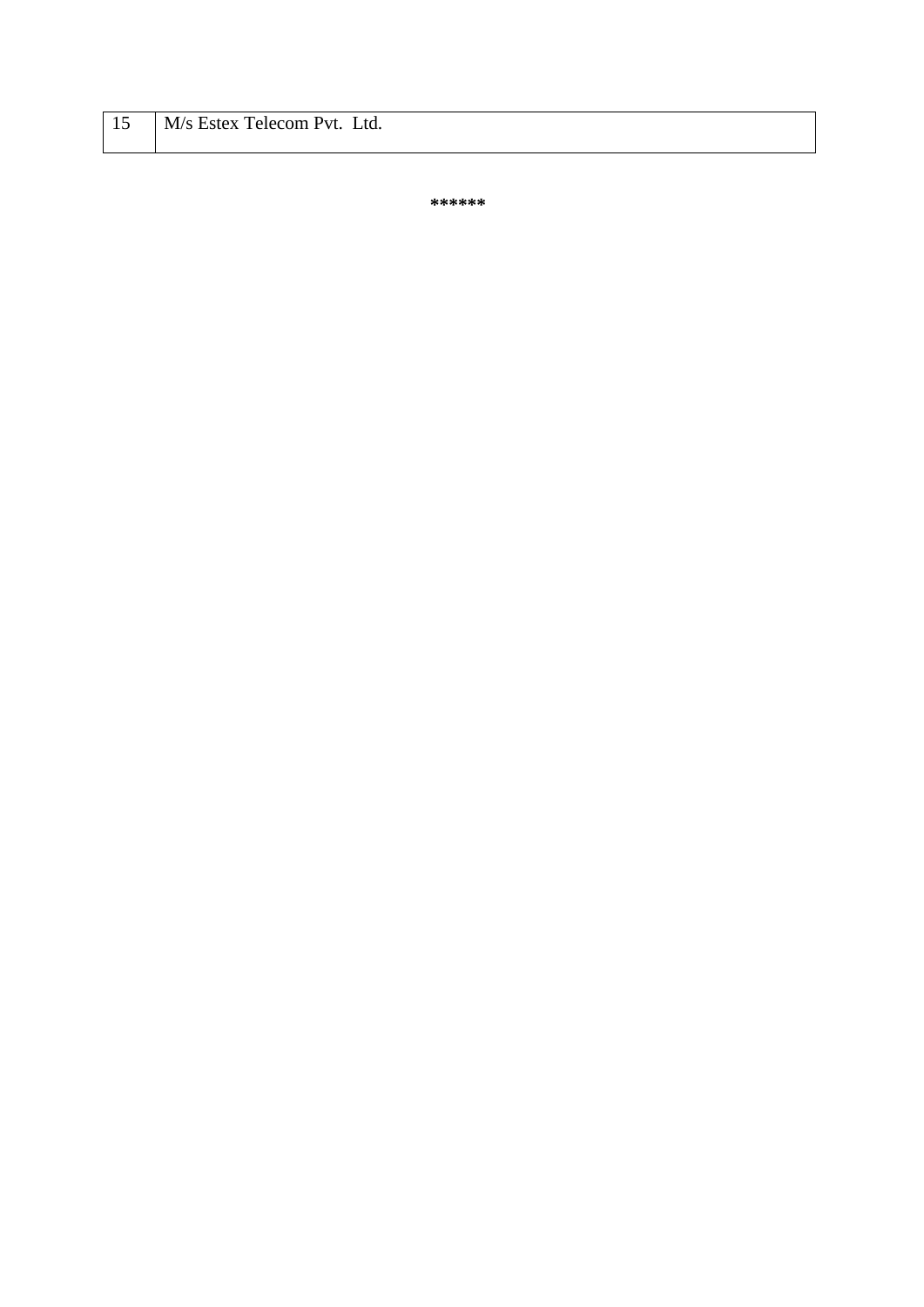| | |
|---|---|
| 15 | M/s Estex Telecom Pvt. Ltd. |

******